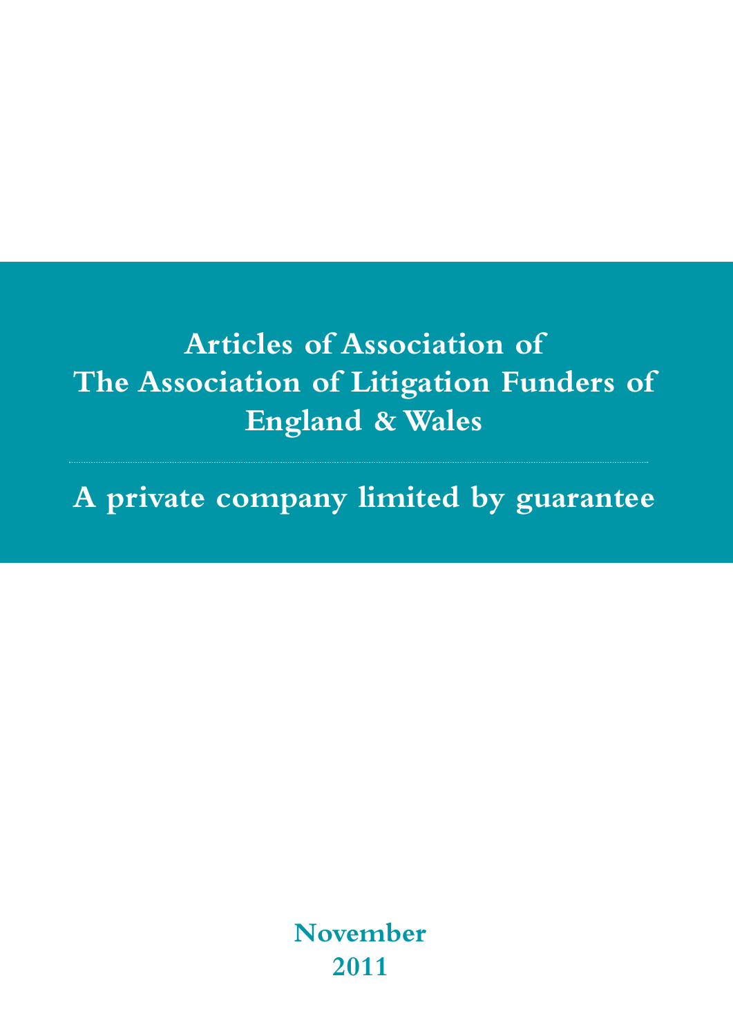# Articles of Association of The Association of Litigation Funders of England & Wales

## A private company limited by guarantee

November
2011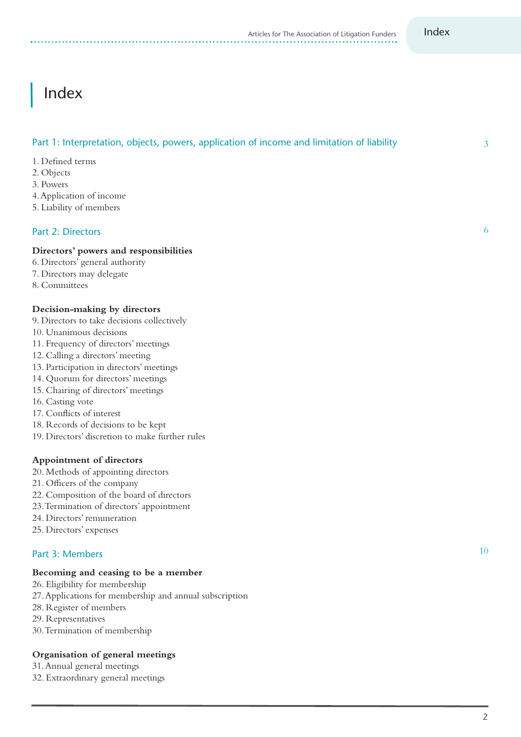# Index

## Part 1: Interpretation, objects, powers, application of income and limitation of liability 3

1. Defined terms
2. Objects
3. Powers
4. Application of income
5. Liability of members

## Part 2: Directors 6

**Directors' powers and responsibilities**

6. Directors' general authority
7. Directors may delegate
8. Committees

**Decision-making by directors**

9. Directors to take decisions collectively
10. Unanimous decisions
11. Frequency of directors' meetings
12. Calling a directors' meeting
13. Participation in directors' meetings
14. Quorum for directors' meetings
15. Chairing of directors' meetings
16. Casting vote
17. Conflicts of interest
18. Records of decisions to be kept
19. Directors' discretion to make further rules

**Appointment of directors**

20. Methods of appointing directors
21. Officers of the company
22. Composition of the board of directors
23. Termination of directors' appointment
24. Directors' remuneration
25. Directors' expenses

## Part 3: Members 10

**Becoming and ceasing to be a member**

26. Eligibility for membership
27. Applications for membership and annual subscription
28. Register of members
29. Representatives
30. Termination of membership

**Organisation of general meetings**

31. Annual general meetings
32. Extraordinary general meetings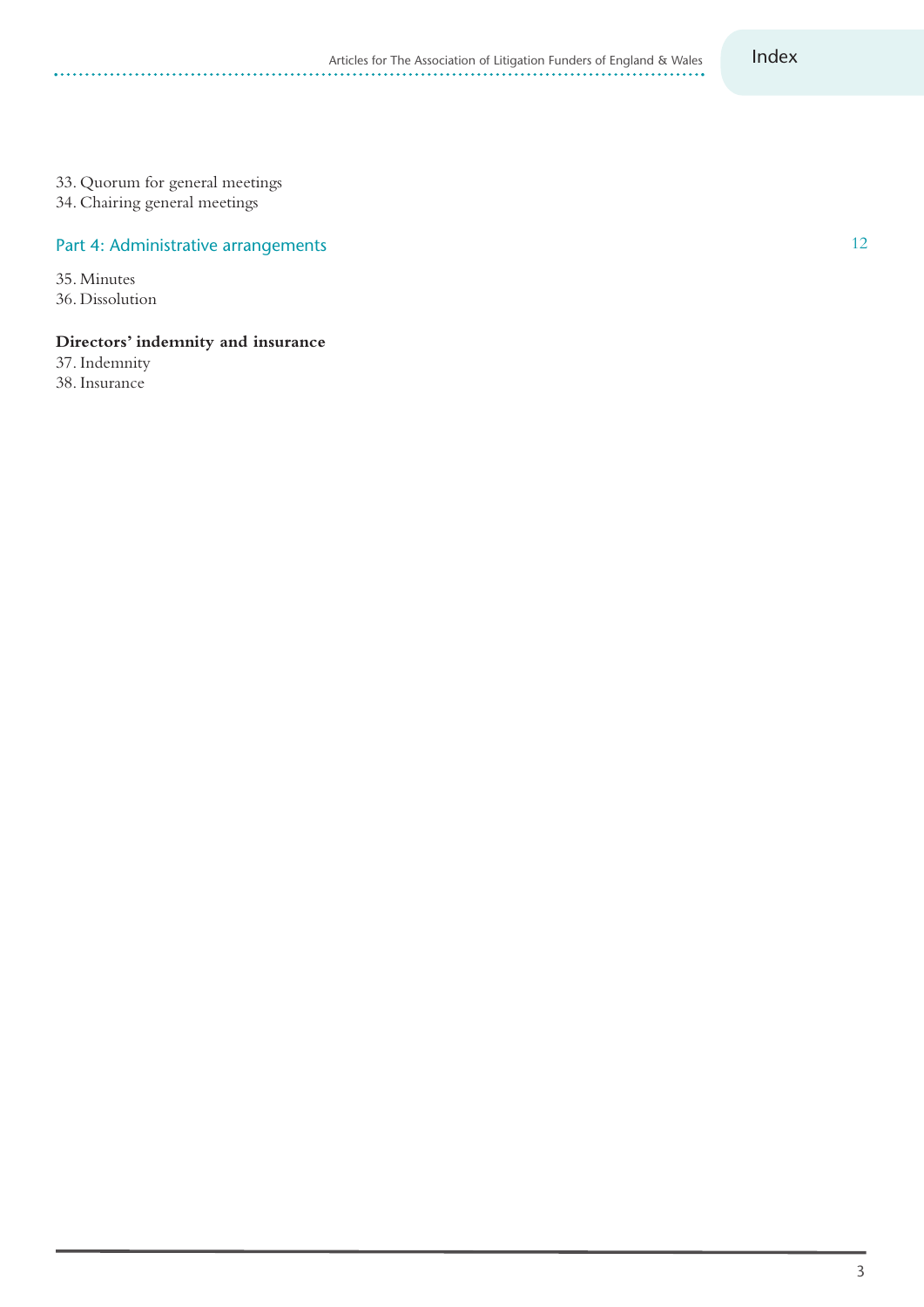33. Quorum for general meetings
34. Chairing general meetings

## Part 4: Administrative arrangements 12

35. Minutes
36. Dissolution

**Directors' indemnity and insurance**

37. Indemnity
38. Insurance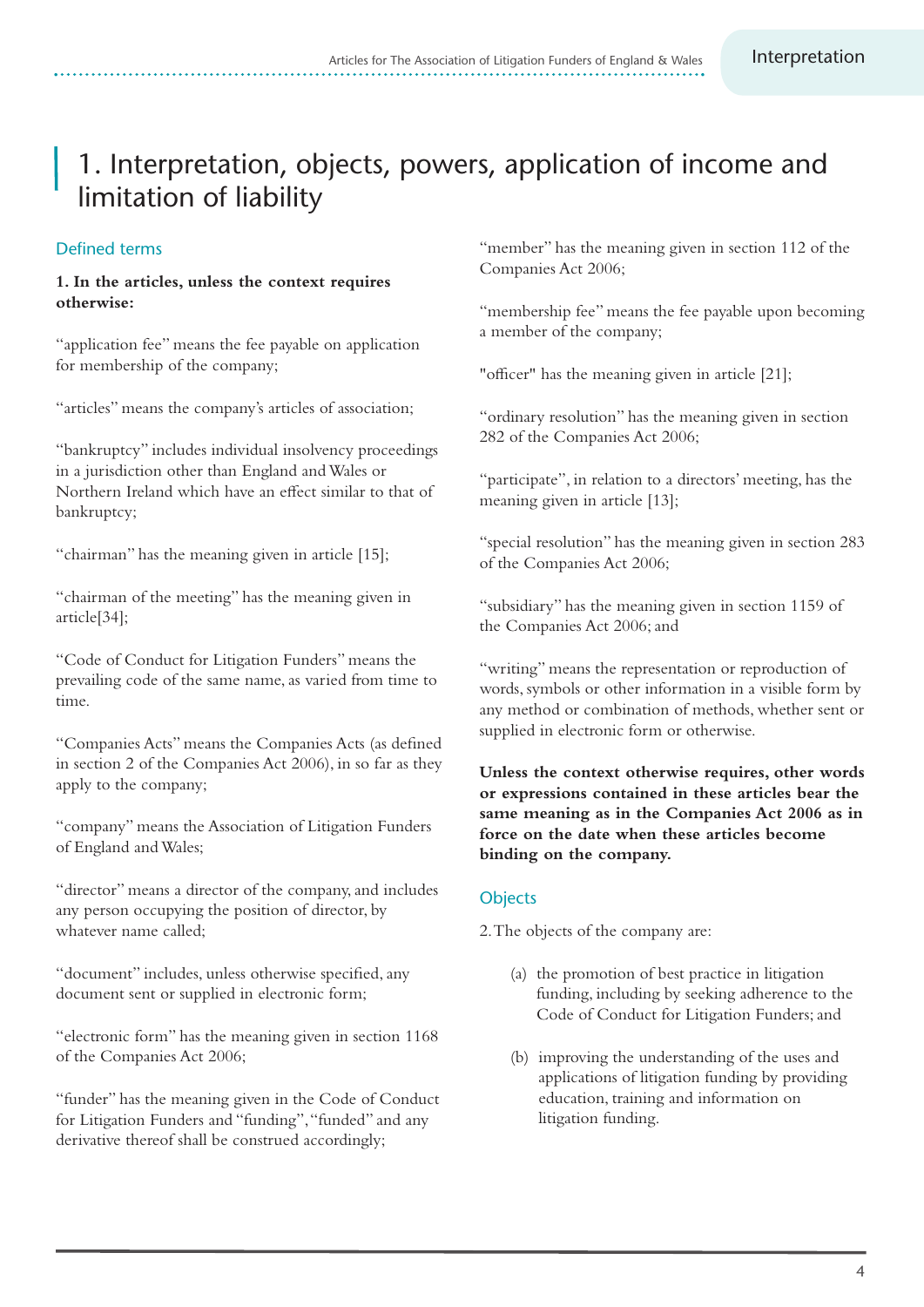# 1. Interpretation, objects, powers, application of income and limitation of liability

## Defined terms

**1. In the articles, unless the context requires otherwise:**

“application fee” means the fee payable on application for membership of the company;

“articles” means the company’s articles of association;

“bankruptcy” includes individual insolvency proceedings in a jurisdiction other than England and Wales or Northern Ireland which have an effect similar to that of bankruptcy;

“chairman” has the meaning given in article [15];

“chairman of the meeting” has the meaning given in article[34];

“Code of Conduct for Litigation Funders” means the prevailing code of the same name, as varied from time to time.

“Companies Acts” means the Companies Acts (as defined in section 2 of the Companies Act 2006), in so far as they apply to the company;

“company” means the Association of Litigation Funders of England and Wales;

“director” means a director of the company, and includes any person occupying the position of director, by whatever name called;

“document” includes, unless otherwise specified, any document sent or supplied in electronic form;

“electronic form” has the meaning given in section 1168 of the Companies Act 2006;

“funder” has the meaning given in the Code of Conduct for Litigation Funders and “funding”, “funded” and any derivative thereof shall be construed accordingly;

“member” has the meaning given in section 112 of the Companies Act 2006;

“membership fee” means the fee payable upon becoming a member of the company;

"officer" has the meaning given in article [21];

“ordinary resolution” has the meaning given in section 282 of the Companies Act 2006;

“participate”, in relation to a directors’ meeting, has the meaning given in article [13];

“special resolution” has the meaning given in section 283 of the Companies Act 2006;

“subsidiary” has the meaning given in section 1159 of the Companies Act 2006; and

“writing” means the representation or reproduction of words, symbols or other information in a visible form by any method or combination of methods, whether sent or supplied in electronic form or otherwise.

**Unless the context otherwise requires, other words or expressions contained in these articles bear the same meaning as in the Companies Act 2006 as in force on the date when these articles become binding on the company.**

## Objects

2. The objects of the company are:

(a) the promotion of best practice in litigation funding, including by seeking adherence to the Code of Conduct for Litigation Funders; and

(b) improving the understanding of the uses and applications of litigation funding by providing education, training and information on litigation funding.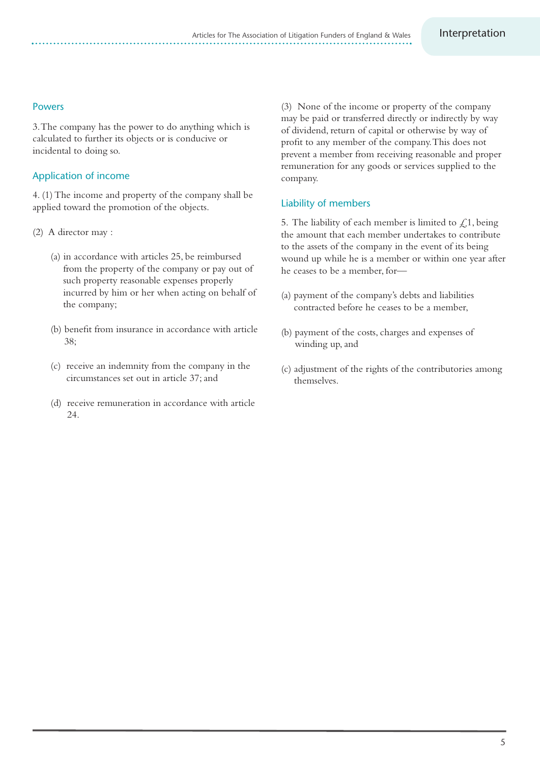## Powers

3. The company has the power to do anything which is calculated to further its objects or is conducive or incidental to doing so.

## Application of income

4. (1) The income and property of the company shall be applied toward the promotion of the objects.

(2) A director may :

(a) in accordance with articles 25, be reimbursed from the property of the company or pay out of such property reasonable expenses properly incurred by him or her when acting on behalf of the company;

(b) benefit from insurance in accordance with article 38;

(c) receive an indemnity from the company in the circumstances set out in article 37; and

(d) receive remuneration in accordance with article 24.

(3) None of the income or property of the company may be paid or transferred directly or indirectly by way of dividend, return of capital or otherwise by way of profit to any member of the company. This does not prevent a member from receiving reasonable and proper remuneration for any goods or services supplied to the company.

## Liability of members

5. The liability of each member is limited to £1, being the amount that each member undertakes to contribute to the assets of the company in the event of its being wound up while he is a member or within one year after he ceases to be a member, for—

(a) payment of the company's debts and liabilities contracted before he ceases to be a member,

(b) payment of the costs, charges and expenses of winding up, and

(c) adjustment of the rights of the contributories among themselves.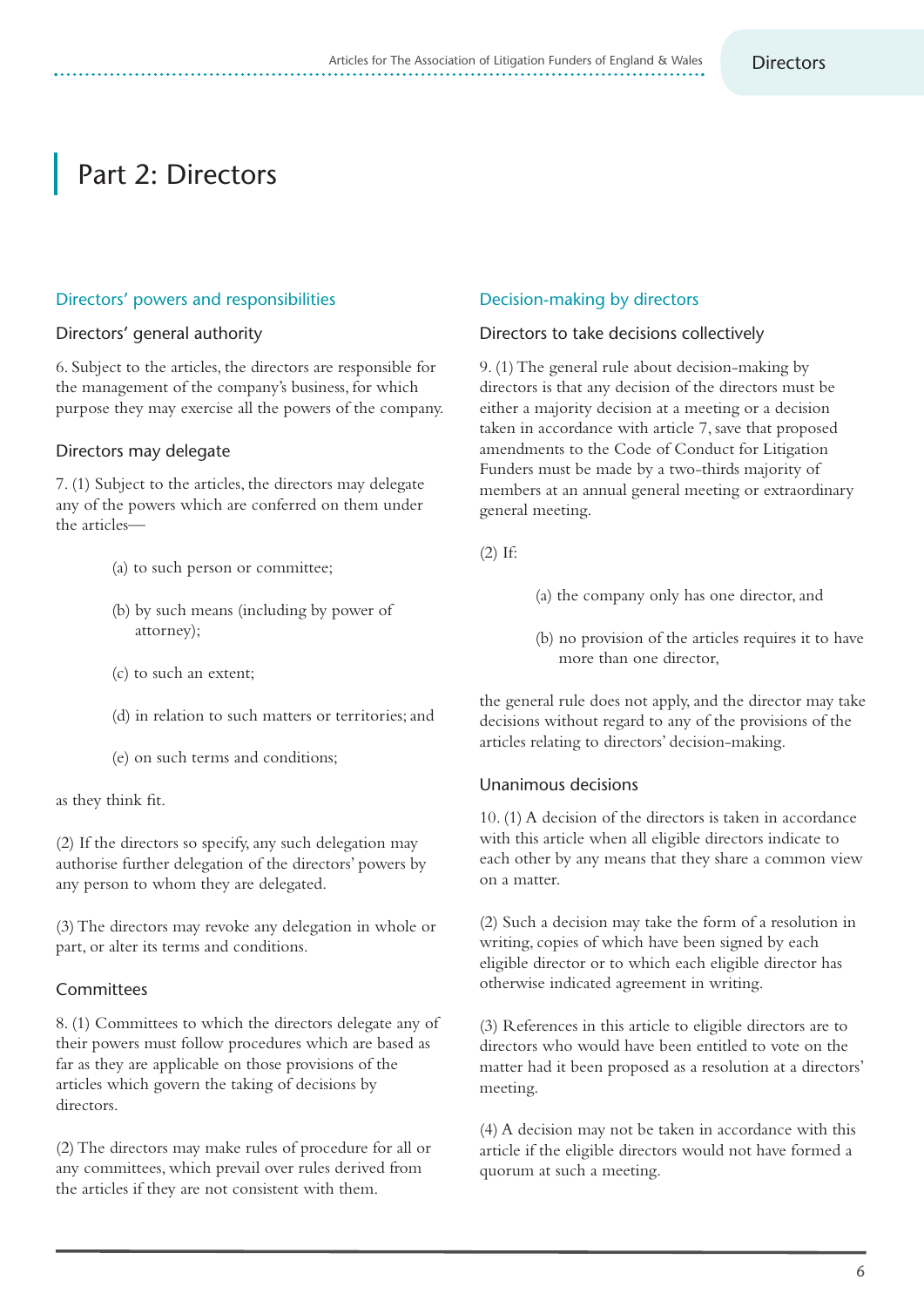# Part 2: Directors

## Directors' powers and responsibilities

### Directors' general authority

6. Subject to the articles, the directors are responsible for the management of the company's business, for which purpose they may exercise all the powers of the company.

### Directors may delegate

7. (1) Subject to the articles, the directors may delegate any of the powers which are conferred on them under the articles—

(a) to such person or committee;

(b) by such means (including by power of attorney);

(c) to such an extent;

(d) in relation to such matters or territories; and

(e) on such terms and conditions;

as they think fit.

(2) If the directors so specify, any such delegation may authorise further delegation of the directors' powers by any person to whom they are delegated.

(3) The directors may revoke any delegation in whole or part, or alter its terms and conditions.

### Committees

8. (1) Committees to which the directors delegate any of their powers must follow procedures which are based as far as they are applicable on those provisions of the articles which govern the taking of decisions by directors.

(2) The directors may make rules of procedure for all or any committees, which prevail over rules derived from the articles if they are not consistent with them.

## Decision-making by directors

### Directors to take decisions collectively

9. (1) The general rule about decision-making by directors is that any decision of the directors must be either a majority decision at a meeting or a decision taken in accordance with article 7, save that proposed amendments to the Code of Conduct for Litigation Funders must be made by a two-thirds majority of members at an annual general meeting or extraordinary general meeting.

(2) If:

(a) the company only has one director, and

(b) no provision of the articles requires it to have more than one director,

the general rule does not apply, and the director may take decisions without regard to any of the provisions of the articles relating to directors' decision-making.

### Unanimous decisions

10. (1) A decision of the directors is taken in accordance with this article when all eligible directors indicate to each other by any means that they share a common view on a matter.

(2) Such a decision may take the form of a resolution in writing, copies of which have been signed by each eligible director or to which each eligible director has otherwise indicated agreement in writing.

(3) References in this article to eligible directors are to directors who would have been entitled to vote on the matter had it been proposed as a resolution at a directors' meeting.

(4) A decision may not be taken in accordance with this article if the eligible directors would not have formed a quorum at such a meeting.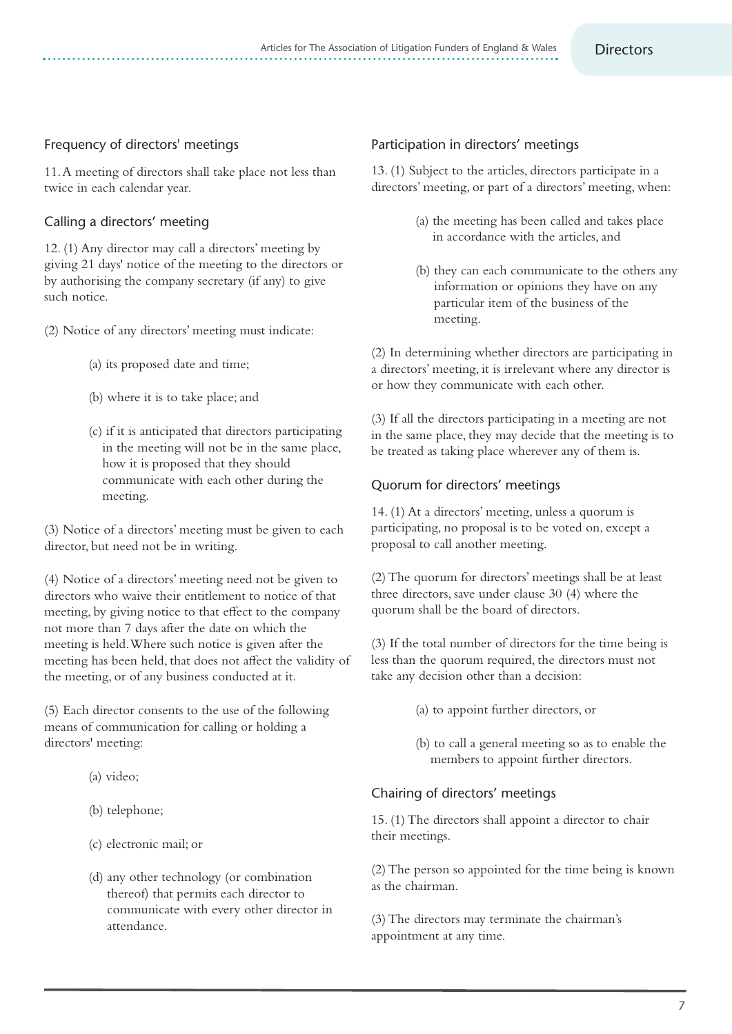## Frequency of directors' meetings

11. A meeting of directors shall take place not less than twice in each calendar year.

## Calling a directors' meeting

12. (1) Any director may call a directors' meeting by giving 21 days' notice of the meeting to the directors or by authorising the company secretary (if any) to give such notice.

(2) Notice of any directors' meeting must indicate:

(a) its proposed date and time;

(b) where it is to take place; and

(c) if it is anticipated that directors participating in the meeting will not be in the same place, how it is proposed that they should communicate with each other during the meeting.

(3) Notice of a directors' meeting must be given to each director, but need not be in writing.

(4) Notice of a directors' meeting need not be given to directors who waive their entitlement to notice of that meeting, by giving notice to that effect to the company not more than 7 days after the date on which the meeting is held. Where such notice is given after the meeting has been held, that does not affect the validity of the meeting, or of any business conducted at it.

(5) Each director consents to the use of the following means of communication for calling or holding a directors' meeting:

(a) video;

(b) telephone;

(c) electronic mail; or

(d) any other technology (or combination thereof) that permits each director to communicate with every other director in attendance.

## Participation in directors' meetings

13. (1) Subject to the articles, directors participate in a directors' meeting, or part of a directors' meeting, when:

(a) the meeting has been called and takes place in accordance with the articles, and

(b) they can each communicate to the others any information or opinions they have on any particular item of the business of the meeting.

(2) In determining whether directors are participating in a directors' meeting, it is irrelevant where any director is or how they communicate with each other.

(3) If all the directors participating in a meeting are not in the same place, they may decide that the meeting is to be treated as taking place wherever any of them is.

## Quorum for directors' meetings

14. (1) At a directors' meeting, unless a quorum is participating, no proposal is to be voted on, except a proposal to call another meeting.

(2) The quorum for directors' meetings shall be at least three directors, save under clause 30 (4) where the quorum shall be the board of directors.

(3) If the total number of directors for the time being is less than the quorum required, the directors must not take any decision other than a decision:

(a) to appoint further directors, or

(b) to call a general meeting so as to enable the members to appoint further directors.

## Chairing of directors' meetings

15. (1) The directors shall appoint a director to chair their meetings.

(2) The person so appointed for the time being is known as the chairman.

(3) The directors may terminate the chairman's appointment at any time.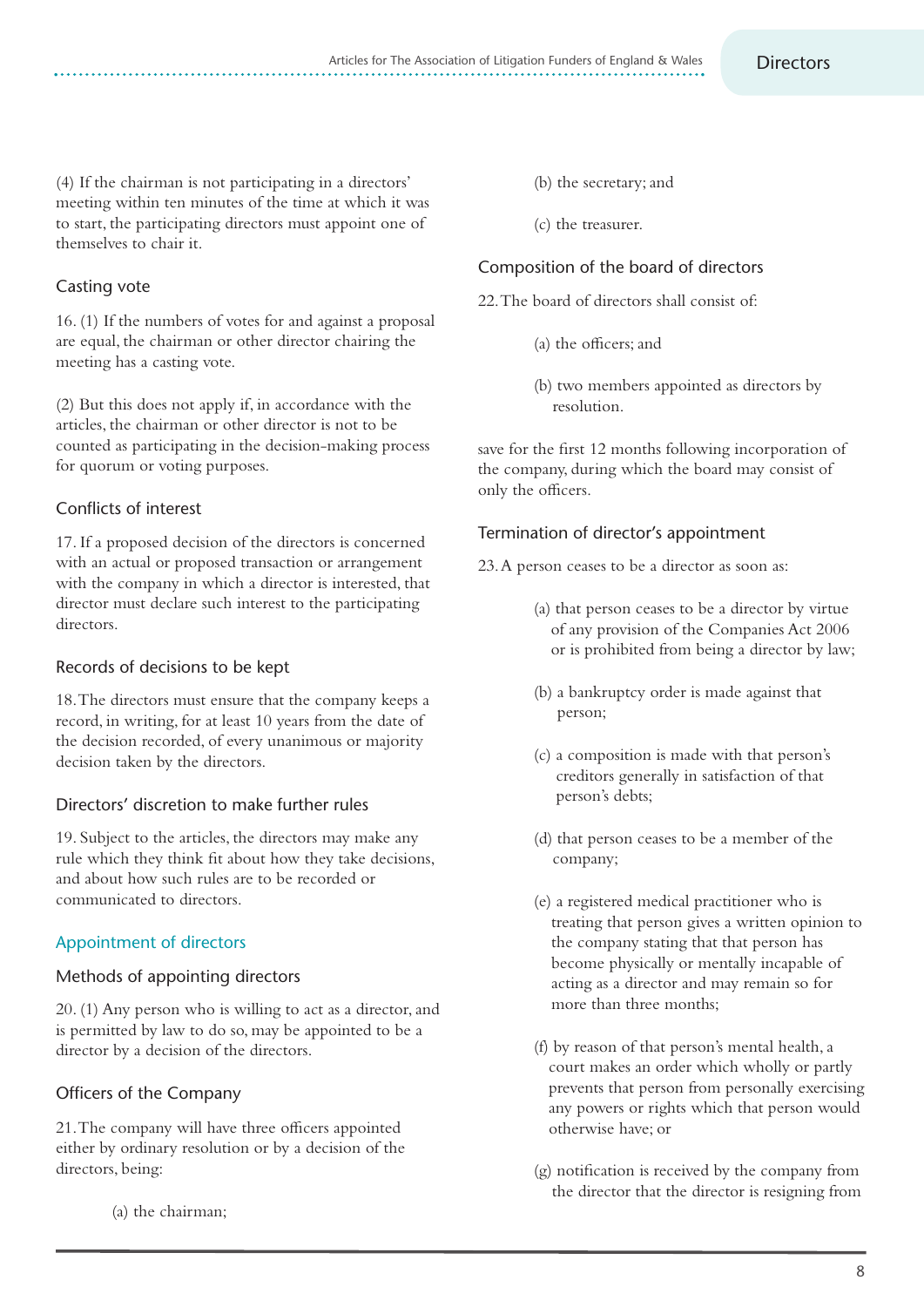(4) If the chairman is not participating in a directors' meeting within ten minutes of the time at which it was to start, the participating directors must appoint one of themselves to chair it.

### Casting vote

16. (1) If the numbers of votes for and against a proposal are equal, the chairman or other director chairing the meeting has a casting vote.

(2) But this does not apply if, in accordance with the articles, the chairman or other director is not to be counted as participating in the decision-making process for quorum or voting purposes.

### Conflicts of interest

17. If a proposed decision of the directors is concerned with an actual or proposed transaction or arrangement with the company in which a director is interested, that director must declare such interest to the participating directors.

### Records of decisions to be kept

18. The directors must ensure that the company keeps a record, in writing, for at least 10 years from the date of the decision recorded, of every unanimous or majority decision taken by the directors.

### Directors' discretion to make further rules

19. Subject to the articles, the directors may make any rule which they think fit about how they take decisions, and about how such rules are to be recorded or communicated to directors.

## Appointment of directors

### Methods of appointing directors

20. (1) Any person who is willing to act as a director, and is permitted by law to do so, may be appointed to be a director by a decision of the directors.

### Officers of the Company

21. The company will have three officers appointed either by ordinary resolution or by a decision of the directors, being:

(a) the chairman;

(b) the secretary; and

(c) the treasurer.

### Composition of the board of directors

22. The board of directors shall consist of:

(a) the officers; and

(b) two members appointed as directors by resolution.

save for the first 12 months following incorporation of the company, during which the board may consist of only the officers.

### Termination of director's appointment

23. A person ceases to be a director as soon as:

(a) that person ceases to be a director by virtue of any provision of the Companies Act 2006 or is prohibited from being a director by law;

(b) a bankruptcy order is made against that person;

(c) a composition is made with that person's creditors generally in satisfaction of that person's debts;

(d) that person ceases to be a member of the company;

(e) a registered medical practitioner who is treating that person gives a written opinion to the company stating that that person has become physically or mentally incapable of acting as a director and may remain so for more than three months;

(f) by reason of that person's mental health, a court makes an order which wholly or partly prevents that person from personally exercising any powers or rights which that person would otherwise have; or

(g) notification is received by the company from the director that the director is resigning from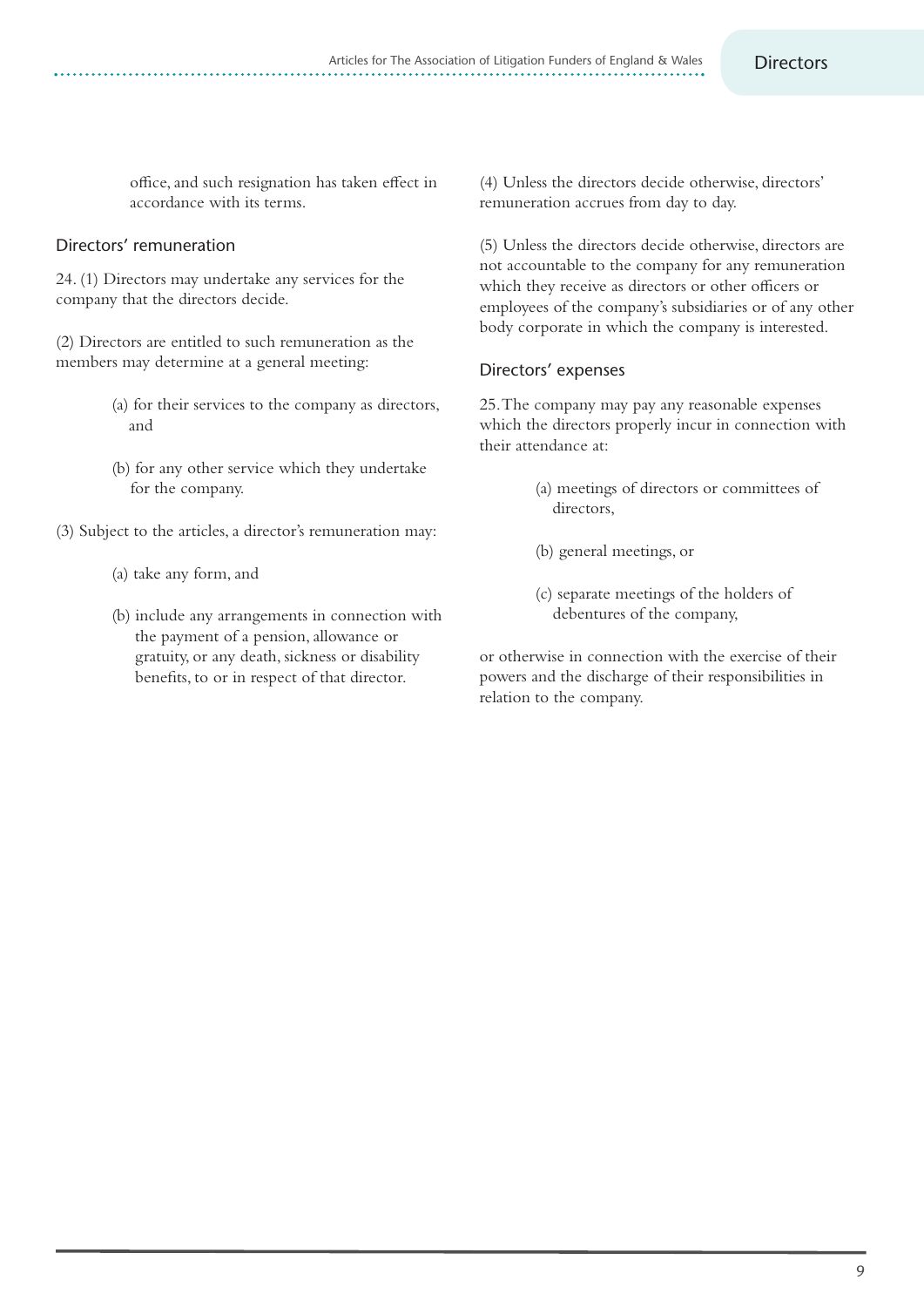office, and such resignation has taken effect in accordance with its terms.

## Directors' remuneration

24. (1) Directors may undertake any services for the company that the directors decide.

(2) Directors are entitled to such remuneration as the members may determine at a general meeting:

(a) for their services to the company as directors, and

(b) for any other service which they undertake for the company.

(3) Subject to the articles, a director's remuneration may:

(a) take any form, and

(b) include any arrangements in connection with the payment of a pension, allowance or gratuity, or any death, sickness or disability benefits, to or in respect of that director.

(4) Unless the directors decide otherwise, directors' remuneration accrues from day to day.

(5) Unless the directors decide otherwise, directors are not accountable to the company for any remuneration which they receive as directors or other officers or employees of the company's subsidiaries or of any other body corporate in which the company is interested.

## Directors' expenses

25. The company may pay any reasonable expenses which the directors properly incur in connection with their attendance at:

(a) meetings of directors or committees of directors,

(b) general meetings, or

(c) separate meetings of the holders of debentures of the company,

or otherwise in connection with the exercise of their powers and the discharge of their responsibilities in relation to the company.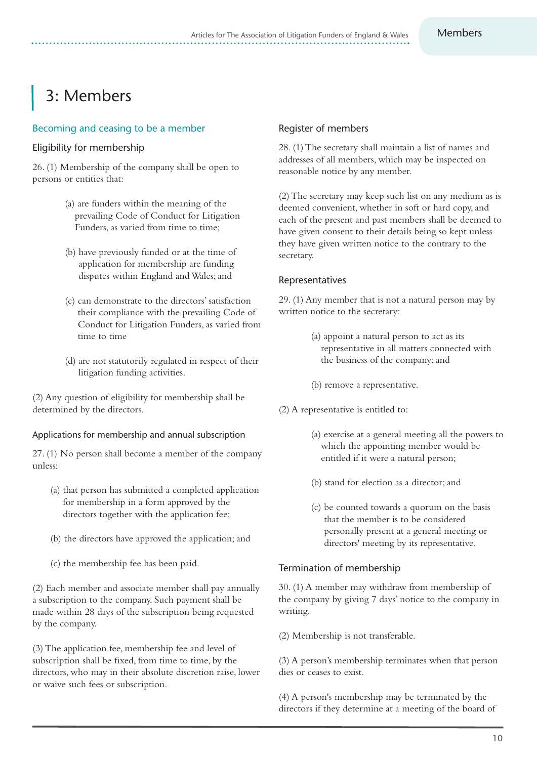# 3: Members

## Becoming and ceasing to be a member

### Eligibility for membership

26. (1) Membership of the company shall be open to persons or entities that:

(a) are funders within the meaning of the prevailing Code of Conduct for Litigation Funders, as varied from time to time;

(b) have previously funded or at the time of application for membership are funding disputes within England and Wales; and

(c) can demonstrate to the directors' satisfaction their compliance with the prevailing Code of Conduct for Litigation Funders, as varied from time to time

(d) are not statutorily regulated in respect of their litigation funding activities.

(2) Any question of eligibility for membership shall be determined by the directors.

### Applications for membership and annual subscription

27. (1) No person shall become a member of the company unless:

(a) that person has submitted a completed application for membership in a form approved by the directors together with the application fee;

(b) the directors have approved the application; and

(c) the membership fee has been paid.

(2) Each member and associate member shall pay annually a subscription to the company. Such payment shall be made within 28 days of the subscription being requested by the company.

(3) The application fee, membership fee and level of subscription shall be fixed, from time to time, by the directors, who may in their absolute discretion raise, lower or waive such fees or subscription.

### Register of members

28. (1) The secretary shall maintain a list of names and addresses of all members, which may be inspected on reasonable notice by any member.

(2) The secretary may keep such list on any medium as is deemed convenient, whether in soft or hard copy, and each of the present and past members shall be deemed to have given consent to their details being so kept unless they have given written notice to the contrary to the secretary.

### Representatives

29. (1) Any member that is not a natural person may by written notice to the secretary:

(a) appoint a natural person to act as its representative in all matters connected with the business of the company; and

(b) remove a representative.

(2) A representative is entitled to:

(a) exercise at a general meeting all the powers to which the appointing member would be entitled if it were a natural person;

(b) stand for election as a director; and

(c) be counted towards a quorum on the basis that the member is to be considered personally present at a general meeting or directors' meeting by its representative.

### Termination of membership

30. (1) A member may withdraw from membership of the company by giving 7 days' notice to the company in writing.

(2) Membership is not transferable.

(3) A person's membership terminates when that person dies or ceases to exist.

(4) A person's membership may be terminated by the directors if they determine at a meeting of the board of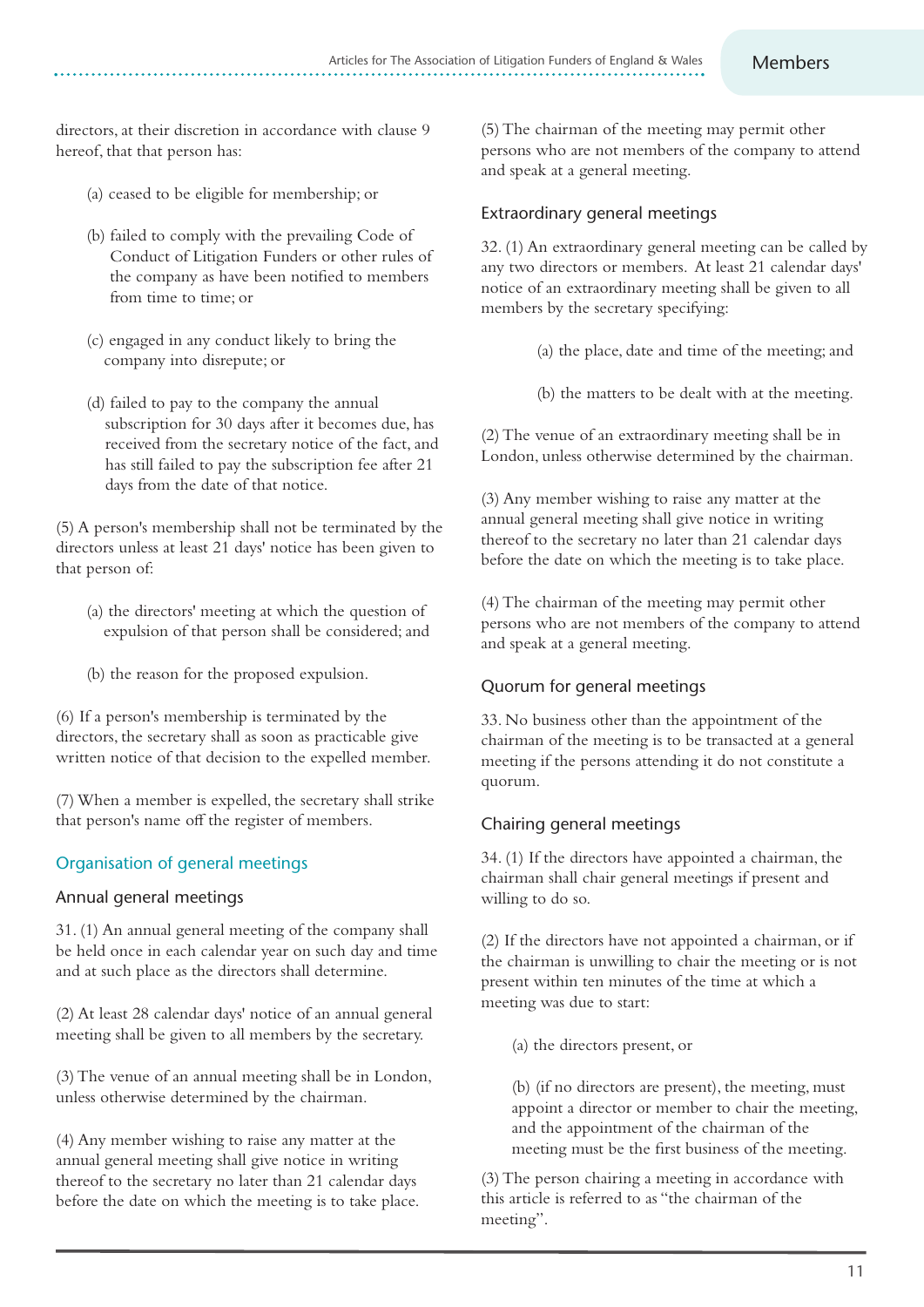directors, at their discretion in accordance with clause 9 hereof, that that person has:

(a) ceased to be eligible for membership; or

(b) failed to comply with the prevailing Code of Conduct of Litigation Funders or other rules of the company as have been notified to members from time to time; or

(c) engaged in any conduct likely to bring the company into disrepute; or

(d) failed to pay to the company the annual subscription for 30 days after it becomes due, has received from the secretary notice of the fact, and has still failed to pay the subscription fee after 21 days from the date of that notice.

(5) A person's membership shall not be terminated by the directors unless at least 21 days' notice has been given to that person of:

(a) the directors' meeting at which the question of expulsion of that person shall be considered; and

(b) the reason for the proposed expulsion.

(6) If a person's membership is terminated by the directors, the secretary shall as soon as practicable give written notice of that decision to the expelled member.

(7) When a member is expelled, the secretary shall strike that person's name off the register of members.

## Organisation of general meetings

### Annual general meetings

31. (1) An annual general meeting of the company shall be held once in each calendar year on such day and time and at such place as the directors shall determine.

(2) At least 28 calendar days' notice of an annual general meeting shall be given to all members by the secretary.

(3) The venue of an annual meeting shall be in London, unless otherwise determined by the chairman.

(4) Any member wishing to raise any matter at the annual general meeting shall give notice in writing thereof to the secretary no later than 21 calendar days before the date on which the meeting is to take place.

(5) The chairman of the meeting may permit other persons who are not members of the company to attend and speak at a general meeting.

### Extraordinary general meetings

32. (1) An extraordinary general meeting can be called by any two directors or members. At least 21 calendar days' notice of an extraordinary meeting shall be given to all members by the secretary specifying:

(a) the place, date and time of the meeting; and

(b) the matters to be dealt with at the meeting.

(2) The venue of an extraordinary meeting shall be in London, unless otherwise determined by the chairman.

(3) Any member wishing to raise any matter at the annual general meeting shall give notice in writing thereof to the secretary no later than 21 calendar days before the date on which the meeting is to take place.

(4) The chairman of the meeting may permit other persons who are not members of the company to attend and speak at a general meeting.

### Quorum for general meetings

33. No business other than the appointment of the chairman of the meeting is to be transacted at a general meeting if the persons attending it do not constitute a quorum.

### Chairing general meetings

34. (1) If the directors have appointed a chairman, the chairman shall chair general meetings if present and willing to do so.

(2) If the directors have not appointed a chairman, or if the chairman is unwilling to chair the meeting or is not present within ten minutes of the time at which a meeting was due to start:

(a) the directors present, or

(b) (if no directors are present), the meeting, must appoint a director or member to chair the meeting, and the appointment of the chairman of the meeting must be the first business of the meeting.

(3) The person chairing a meeting in accordance with this article is referred to as "the chairman of the meeting".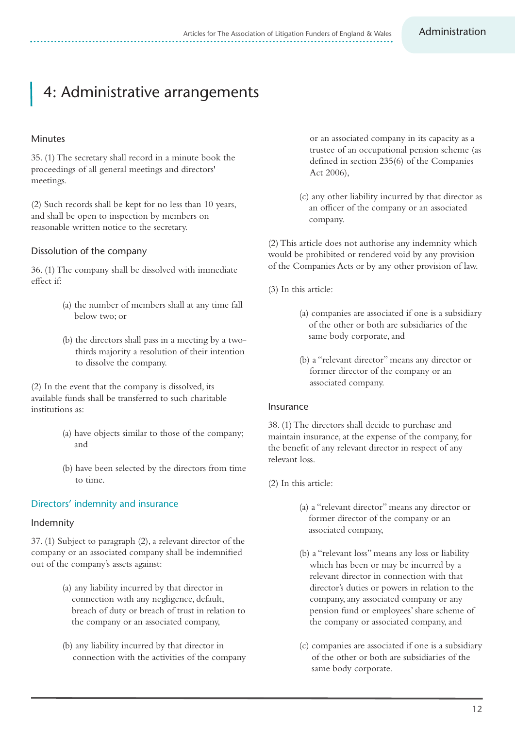# 4: Administrative arrangements

### Minutes

35. (1) The secretary shall record in a minute book the proceedings of all general meetings and directors' meetings.

(2) Such records shall be kept for no less than 10 years, and shall be open to inspection by members on reasonable written notice to the secretary.

### Dissolution of the company

36. (1) The company shall be dissolved with immediate effect if:

(a) the number of members shall at any time fall below two; or

(b) the directors shall pass in a meeting by a two-thirds majority a resolution of their intention to dissolve the company.

(2) In the event that the company is dissolved, its available funds shall be transferred to such charitable institutions as:

(a) have objects similar to those of the company; and

(b) have been selected by the directors from time to time.

## Directors' indemnity and insurance

### Indemnity

37. (1) Subject to paragraph (2), a relevant director of the company or an associated company shall be indemnified out of the company's assets against:

(a) any liability incurred by that director in connection with any negligence, default, breach of duty or breach of trust in relation to the company or an associated company,

(b) any liability incurred by that director in connection with the activities of the company or an associated company in its capacity as a trustee of an occupational pension scheme (as defined in section 235(6) of the Companies Act 2006),

(c) any other liability incurred by that director as an officer of the company or an associated company.

(2) This article does not authorise any indemnity which would be prohibited or rendered void by any provision of the Companies Acts or by any other provision of law.

(3) In this article:

(a) companies are associated if one is a subsidiary of the other or both are subsidiaries of the same body corporate, and

(b) a "relevant director" means any director or former director of the company or an associated company.

### Insurance

38. (1) The directors shall decide to purchase and maintain insurance, at the expense of the company, for the benefit of any relevant director in respect of any relevant loss.

(2) In this article:

(a) a "relevant director" means any director or former director of the company or an associated company,

(b) a "relevant loss" means any loss or liability which has been or may be incurred by a relevant director in connection with that director's duties or powers in relation to the company, any associated company or any pension fund or employees' share scheme of the company or associated company, and

(c) companies are associated if one is a subsidiary of the other or both are subsidiaries of the same body corporate.